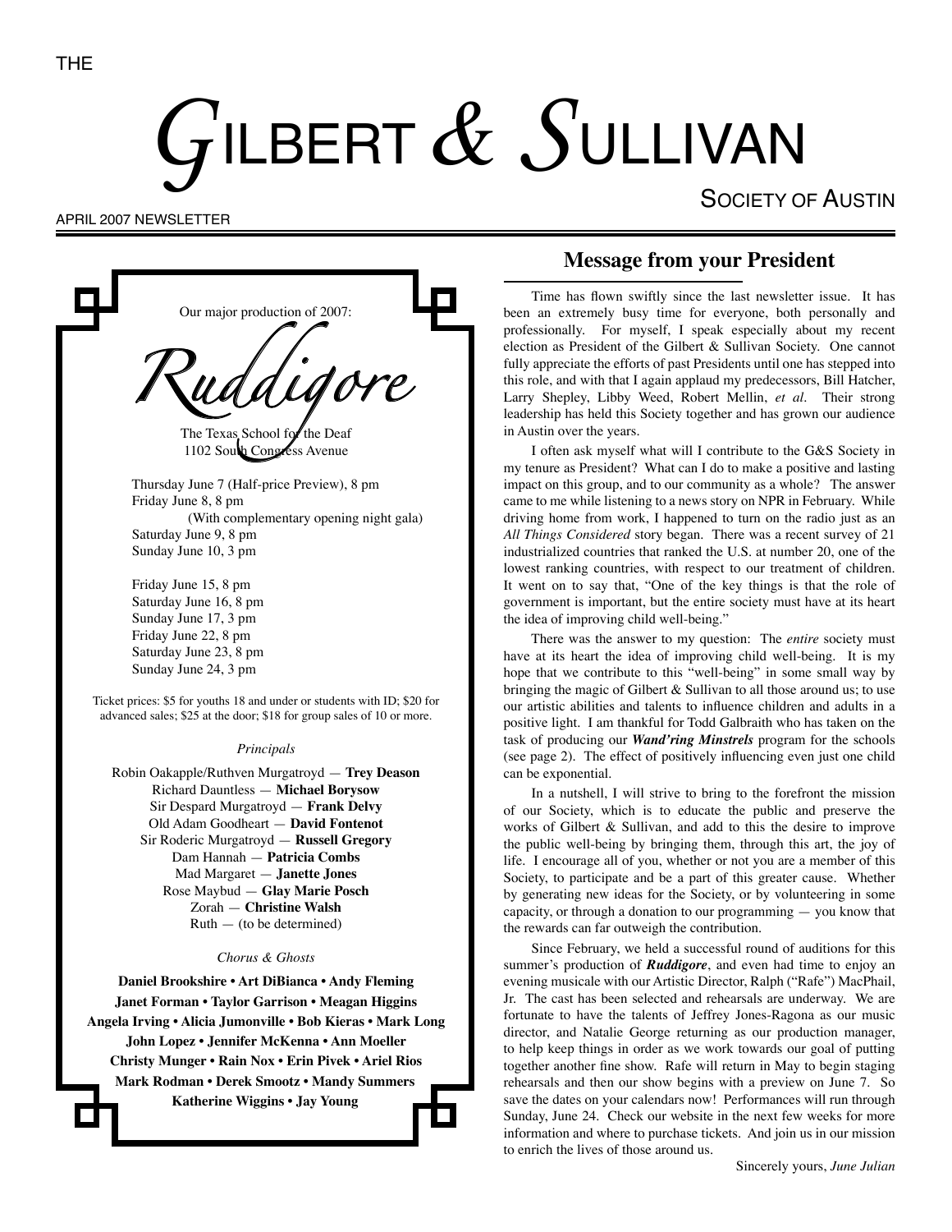THE

# GILBERT & SULLIVAN

SOCIETY OF AUSTIN

APRIL 2007 NEWSLETTER

Our major production of 2007:

## Ruddigore

The Texas School for the Deaf
1102 South Congress Avenue

Thursday June 7 (Half-price Preview), 8 pm
Friday June 8, 8 pm
(With complementary opening night gala)
Saturday June 9, 8 pm
Sunday June 10, 3 pm

Friday June 15, 8 pm
Saturday June 16, 8 pm
Sunday June 17, 3 pm
Friday June 22, 8 pm
Saturday June 23, 8 pm
Sunday June 24, 3 pm

Ticket prices: $5 for youths 18 and under or students with ID; $20 for advanced sales; $25 at the door; $18 for group sales of 10 or more.

*Principals*

Robin Oakapple/Ruthven Murgatroyd — **Trey Deason**
Richard Dauntless — **Michael Borysow**
Sir Despard Murgatroyd — **Frank Delvy**
Old Adam Goodheart — **David Fontenot**
Sir Roderic Murgatroyd — **Russell Gregory**
Dam Hannah — **Patricia Combs**
Mad Margaret — **Janette Jones**
Rose Maybud — **Glay Marie Posch**
Zorah — **Christine Walsh**
Ruth — (to be determined)

*Chorus & Ghosts*

**Daniel Brookshire • Art DiBianca • Andy Fleming
Janet Forman • Taylor Garrison • Meagan Higgins
Angela Irving • Alicia Jumonville • Bob Kieras • Mark Long
John Lopez • Jennifer McKenna • Ann Moeller
Christy Munger • Rain Nox • Erin Pivek • Ariel Rios
Mark Rodman • Derek Smootz • Mandy Summers
Katherine Wiggins • Jay Young**

## Message from your President

Time has flown swiftly since the last newsletter issue. It has been an extremely busy time for everyone, both personally and professionally. For myself, I speak especially about my recent election as President of the Gilbert & Sullivan Society. One cannot fully appreciate the efforts of past Presidents until one has stepped into this role, and with that I again applaud my predecessors, Bill Hatcher, Larry Shepley, Libby Weed, Robert Mellin, *et al*. Their strong leadership has held this Society together and has grown our audience in Austin over the years.

I often ask myself what will I contribute to the G&S Society in my tenure as President? What can I do to make a positive and lasting impact on this group, and to our community as a whole? The answer came to me while listening to a news story on NPR in February. While driving home from work, I happened to turn on the radio just as an *All Things Considered* story began. There was a recent survey of 21 industrialized countries that ranked the U.S. at number 20, one of the lowest ranking countries, with respect to our treatment of children. It went on to say that, "One of the key things is that the role of government is important, but the entire society must have at its heart the idea of improving child well-being."

There was the answer to my question: The *entire* society must have at its heart the idea of improving child well-being. It is my hope that we contribute to this "well-being" in some small way by bringing the magic of Gilbert & Sullivan to all those around us; to use our artistic abilities and talents to influence children and adults in a positive light. I am thankful for Todd Galbraith who has taken on the task of producing our ***Wand'ring Minstrels*** program for the schools (see page 2). The effect of positively influencing even just one child can be exponential.

In a nutshell, I will strive to bring to the forefront the mission of our Society, which is to educate the public and preserve the works of Gilbert & Sullivan, and add to this the desire to improve the public well-being by bringing them, through this art, the joy of life. I encourage all of you, whether or not you are a member of this Society, to participate and be a part of this greater cause. Whether by generating new ideas for the Society, or by volunteering in some capacity, or through a donation to our programming — you know that the rewards can far outweigh the contribution.

Since February, we held a successful round of auditions for this summer's production of ***Ruddigore***, and even had time to enjoy an evening musicale with our Artistic Director, Ralph ("Rafe") MacPhail, Jr. The cast has been selected and rehearsals are underway. We are fortunate to have the talents of Jeffrey Jones-Ragona as our music director, and Natalie George returning as our production manager, to help keep things in order as we work towards our goal of putting together another fine show. Rafe will return in May to begin staging rehearsals and then our show begins with a preview on June 7. So save the dates on your calendars now! Performances will run through Sunday, June 24. Check our website in the next few weeks for more information and where to purchase tickets. And join us in our mission to enrich the lives of those around us.

Sincerely yours, *June Julian*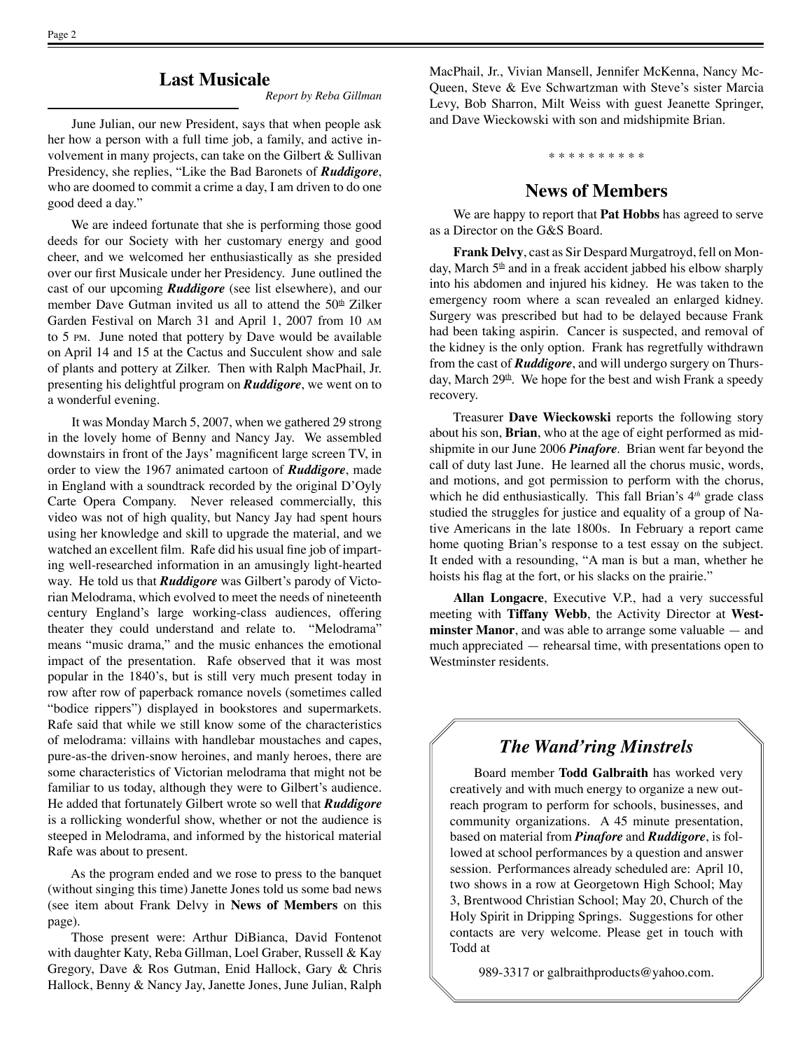## Last Musicale

*Report by Reba Gillman*

June Julian, our new President, says that when people ask her how a person with a full time job, a family, and active involvement in many projects, can take on the Gilbert & Sullivan Presidency, she replies, "Like the Bad Baronets of ***Ruddigore***, who are doomed to commit a crime a day, I am driven to do one good deed a day."

We are indeed fortunate that she is performing those good deeds for our Society with her customary energy and good cheer, and we welcomed her enthusiastically as she presided over our first Musicale under her Presidency. June outlined the cast of our upcoming ***Ruddigore*** (see list elsewhere), and our member Dave Gutman invited us all to attend the 50th Zilker Garden Festival on March 31 and April 1, 2007 from 10 AM to 5 PM. June noted that pottery by Dave would be available on April 14 and 15 at the Cactus and Succulent show and sale of plants and pottery at Zilker. Then with Ralph MacPhail, Jr. presenting his delightful program on ***Ruddigore***, we went on to a wonderful evening.

It was Monday March 5, 2007, when we gathered 29 strong in the lovely home of Benny and Nancy Jay. We assembled downstairs in front of the Jays' magnificent large screen TV, in order to view the 1967 animated cartoon of ***Ruddigore***, made in England with a soundtrack recorded by the original D'Oyly Carte Opera Company. Never released commercially, this video was not of high quality, but Nancy Jay had spent hours using her knowledge and skill to upgrade the material, and we watched an excellent film. Rafe did his usual fine job of imparting well-researched information in an amusingly light-hearted way. He told us that ***Ruddigore*** was Gilbert's parody of Victorian Melodrama, which evolved to meet the needs of nineteenth century England's large working-class audiences, offering theater they could understand and relate to. "Melodrama" means "music drama," and the music enhances the emotional impact of the presentation. Rafe observed that it was most popular in the 1840's, but is still very much present today in row after row of paperback romance novels (sometimes called "bodice rippers") displayed in bookstores and supermarkets. Rafe said that while we still know some of the characteristics of melodrama: villains with handlebar moustaches and capes, pure-as-the driven-snow heroines, and manly heroes, there are some characteristics of Victorian melodrama that might not be familiar to us today, although they were to Gilbert's audience. He added that fortunately Gilbert wrote so well that ***Ruddigore*** is a rollicking wonderful show, whether or not the audience is steeped in Melodrama, and informed by the historical material Rafe was about to present.

As the program ended and we rose to press to the banquet (without singing this time) Janette Jones told us some bad news (see item about Frank Delvy in **News of Members** on this page).

Those present were: Arthur DiBianca, David Fontenot with daughter Katy, Reba Gillman, Loel Graber, Russell & Kay Gregory, Dave & Ros Gutman, Enid Hallock, Gary & Chris Hallock, Benny & Nancy Jay, Janette Jones, June Julian, Ralph MacPhail, Jr., Vivian Mansell, Jennifer McKenna, Nancy McQueen, Steve & Eve Schwartzman with Steve's sister Marcia Levy, Bob Sharron, Milt Weiss with guest Jeanette Springer, and Dave Wieckowski with son and midshipmite Brian.

\* \* \* \* \* \* \* \* \* \*

## News of Members

We are happy to report that **Pat Hobbs** has agreed to serve as a Director on the G&S Board.

**Frank Delvy**, cast as Sir Despard Murgatroyd, fell on Monday, March 5th and in a freak accident jabbed his elbow sharply into his abdomen and injured his kidney. He was taken to the emergency room where a scan revealed an enlarged kidney. Surgery was prescribed but had to be delayed because Frank had been taking aspirin. Cancer is suspected, and removal of the kidney is the only option. Frank has regretfully withdrawn from the cast of ***Ruddigore***, and will undergo surgery on Thursday, March 29th. We hope for the best and wish Frank a speedy recovery.

Treasurer **Dave Wieckowski** reports the following story about his son, **Brian**, who at the age of eight performed as midshipmite in our June 2006 ***Pinafore***. Brian went far beyond the call of duty last June. He learned all the chorus music, words, and motions, and got permission to perform with the chorus, which he did enthusiastically. This fall Brian's 4th grade class studied the struggles for justice and equality of a group of Native Americans in the late 1800s. In February a report came home quoting Brian's response to a test essay on the subject. It ended with a resounding, "A man is but a man, whether he hoists his flag at the fort, or his slacks on the prairie."

**Allan Longacre**, Executive V.P., had a very successful meeting with **Tiffany Webb**, the Activity Director at **Westminster Manor**, and was able to arrange some valuable — and much appreciated — rehearsal time, with presentations open to Westminster residents.

## *The Wand'ring Minstrels*

Board member **Todd Galbraith** has worked very creatively and with much energy to organize a new outreach program to perform for schools, businesses, and community organizations. A 45 minute presentation, based on material from ***Pinafore*** and ***Ruddigore***, is followed at school performances by a question and answer session. Performances already scheduled are: April 10, two shows in a row at Georgetown High School; May 3, Brentwood Christian School; May 20, Church of the Holy Spirit in Dripping Springs. Suggestions for other contacts are very welcome. Please get in touch with Todd at

989-3317 or galbraithproducts@yahoo.com.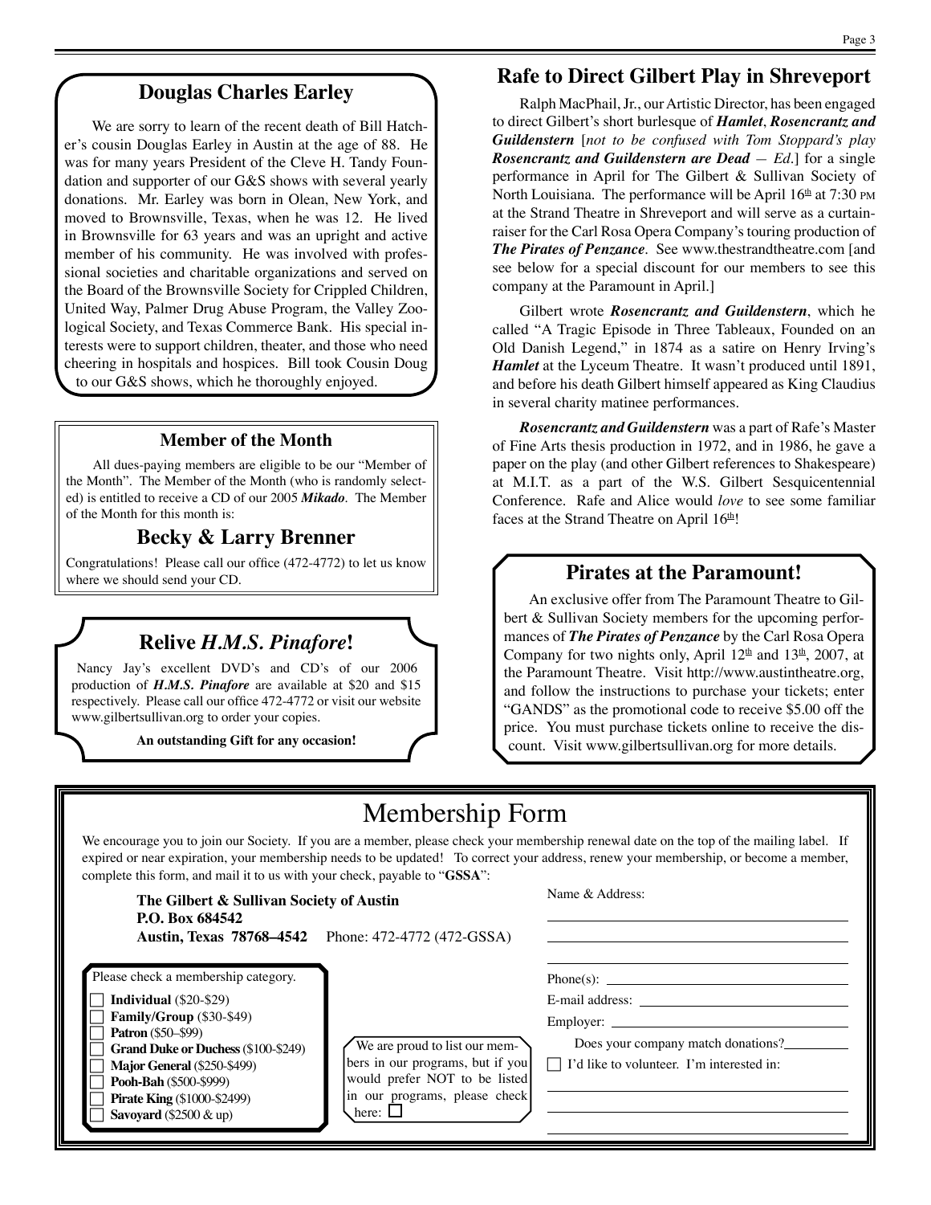## Douglas Charles Earley

We are sorry to learn of the recent death of Bill Hatcher's cousin Douglas Earley in Austin at the age of 88. He was for many years President of the Cleve H. Tandy Foundation and supporter of our G&S shows with several yearly donations. Mr. Earley was born in Olean, New York, and moved to Brownsville, Texas, when he was 12. He lived in Brownsville for 63 years and was an upright and active member of his community. He was involved with professional societies and charitable organizations and served on the Board of the Brownsville Society for Crippled Children, United Way, Palmer Drug Abuse Program, the Valley Zoological Society, and Texas Commerce Bank. His special interests were to support children, theater, and those who need cheering in hospitals and hospices. Bill took Cousin Doug to our G&S shows, which he thoroughly enjoyed.

### Member of the Month

All dues-paying members are eligible to be our "Member of the Month". The Member of the Month (who is randomly selected) is entitled to receive a CD of our 2005 ***Mikado***. The Member of the Month for this month is:

## Becky & Larry Brenner

Congratulations! Please call our office (472-4772) to let us know where we should send your CD.

## Relive *H.M.S. Pinafore*!

Nancy Jay's excellent DVD's and CD's of our 2006 production of ***H.M.S. Pinafore*** are available at $20 and $15 respectively. Please call our office 472-4772 or visit our website www.gilbertsullivan.org to order your copies.

**An outstanding Gift for any occasion!**

## Rafe to Direct Gilbert Play in Shreveport

Ralph MacPhail, Jr., our Artistic Director, has been engaged to direct Gilbert's short burlesque of ***Hamlet***, ***Rosencrantz and Guildenstern*** [*not to be confused with Tom Stoppard's play **Rosencrantz and Guildenstern are Dead** — Ed.*] for a single performance in April for The Gilbert & Sullivan Society of North Louisiana. The performance will be April 16th at 7:30 PM at the Strand Theatre in Shreveport and will serve as a curtain-raiser for the Carl Rosa Opera Company's touring production of ***The Pirates of Penzance***. See www.thestrandtheatre.com [and see below for a special discount for our members to see this company at the Paramount in April.]

Gilbert wrote ***Rosencrantz and Guildenstern***, which he called "A Tragic Episode in Three Tableaux, Founded on an Old Danish Legend," in 1874 as a satire on Henry Irving's ***Hamlet*** at the Lyceum Theatre. It wasn't produced until 1891, and before his death Gilbert himself appeared as King Claudius in several charity matinee performances.

***Rosencrantz and Guildenstern*** was a part of Rafe's Master of Fine Arts thesis production in 1972, and in 1986, he gave a paper on the play (and other Gilbert references to Shakespeare) at M.I.T. as a part of the W.S. Gilbert Sesquicentennial Conference. Rafe and Alice would *love* to see some familiar faces at the Strand Theatre on April 16th!

## Pirates at the Paramount!

An exclusive offer from The Paramount Theatre to Gilbert & Sullivan Society members for the upcoming performances of ***The Pirates of Penzance*** by the Carl Rosa Opera Company for two nights only, April 12th and 13th, 2007, at the Paramount Theatre. Visit http://www.austintheatre.org, and follow the instructions to purchase your tickets; enter "GANDS" as the promotional code to receive $5.00 off the price. You must purchase tickets online to receive the discount. Visit www.gilbertsullivan.org for more details.

# Membership Form

We encourage you to join our Society. If you are a member, please check your membership renewal date on the top of the mailing label. If expired or near expiration, your membership needs to be updated! To correct your address, renew your membership, or become a member, complete this form, and mail it to us with your check, payable to "**GSSA**":

**The Gilbert & Sullivan Society of Austin**
**P.O. Box 684542**
**Austin, Texas 78768–4542** Phone: 472-4772 (472-GSSA)

Please check a membership category.

- ☐ **Individual** ($20-$29)
- ☐ **Family/Group** ($30-$49)
- ☐ **Patron** ($50–$99)
- ☐ **Grand Duke or Duchess** ($100-$249)
- ☐ **Major General** ($250-$499)
- ☐ **Pooh-Bah** ($500-$999)
- ☐ **Pirate King** ($1000-$2499)
- ☐ **Savoyard** ($2500 & up)

We are proud to list our members in our programs, but if you would prefer NOT to be listed in our programs, please check here: ☐

Name & Address: \_\_\_\_\_\_\_\_\_\_\_\_\_\_\_\_\_\_\_\_

Phone(s): \_\_\_\_\_\_\_\_\_\_\_\_\_\_\_\_\_\_\_\_

E-mail address: \_\_\_\_\_\_\_\_\_\_\_\_\_\_\_\_\_\_\_\_

Employer: \_\_\_\_\_\_\_\_\_\_\_\_\_\_\_\_\_\_\_\_

Does your company match donations? \_\_\_\_\_\_\_\_

☐ I'd like to volunteer. I'm interested in: \_\_\_\_\_\_\_\_\_\_\_\_\_\_\_\_\_\_\_\_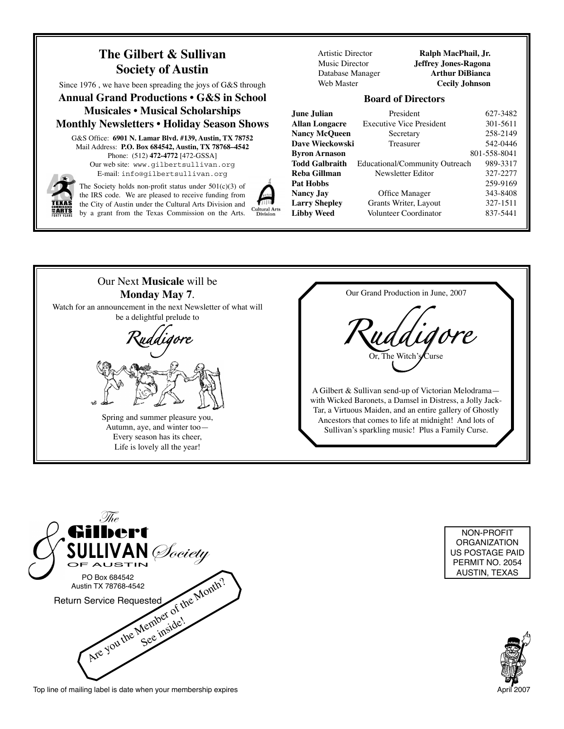# The Gilbert & Sullivan Society of Austin

Since 1976 , we have been spreading the joys of G&S through

**Annual Grand Productions • G&S in School Musicales • Musical Scholarships Monthly Newsletters • Holiday Season Shows**

G&S Office: **6901 N. Lamar Blvd. #139, Austin, TX 78752**
Mail Address: **P.O. Box 684542, Austin, TX 78768–4542**
Phone: (512) **472-4772** [472-GSSA]
Our web site: www.gilbertsullivan.org
E-mail: info@gilbertsullivan.org

The Society holds non-profit status under 501(c)(3) of the IRS code. We are pleased to receive funding from the City of Austin under the Cultural Arts Division and by a grant from the Texas Commission on the Arts.

| | |
|---|---|
| Artistic Director | **Ralph MacPhail, Jr.** |
| Music Director | **Jeffrey Jones-Ragona** |
| Database Manager | **Arthur DiBianca** |
| Web Master | **Cecily Johnson** |

### Board of Directors

| | | |
|---|---|---|
| **June Julian** | President | 627-3482 |
| **Allan Longacre** | Executive Vice President | 301-5611 |
| **Nancy McQueen** | Secretary | 258-2149 |
| **Dave Wieckowski** | Treasurer | 542-0446 |
| **Byron Arnason** | | 801-558-8041 |
| **Todd Galbraith** | Educational/Community Outreach | 989-3317 |
| **Reba Gillman** | Newsletter Editor | 327-2277 |
| **Pat Hobbs** | | 259-9169 |
| **Nancy Jay** | Office Manager | 343-8408 |
| **Larry Shepley** | Grants Writer, Layout | 327-1511 |
| **Libby Weed** | Volunteer Coordinator | 837-5441 |

Our Next **Musicale** will be **Monday May 7**.

Watch for an announcement in the next Newsletter of what will be a delightful prelude to

*Ruddigore*

Spring and summer pleasure you,
Autumn, aye, and winter too—
Every season has its cheer,
Life is lovely all the year!

Our Grand Production in June, 2007

*Ruddigore*

Or, The Witch's Curse

A Gilbert & Sullivan send-up of Victorian Melodrama—with Wicked Baronets, a Damsel in Distress, a Jolly Jack-Tar, a Virtuous Maiden, and an entire gallery of Ghostly Ancestors that comes to life at midnight! And lots of Sullivan's sparkling music! Plus a Family Curse.

The Gilbert & Sullivan Society of Austin
PO Box 684542
Austin TX 78768-4542

Return Service Requested

Are you the Member of the Month? See inside!

NON-PROFIT ORGANIZATION
US POSTAGE PAID
PERMIT NO. 2054
AUSTIN, TEXAS

Top line of mailing label is date when your membership expires

April 2007